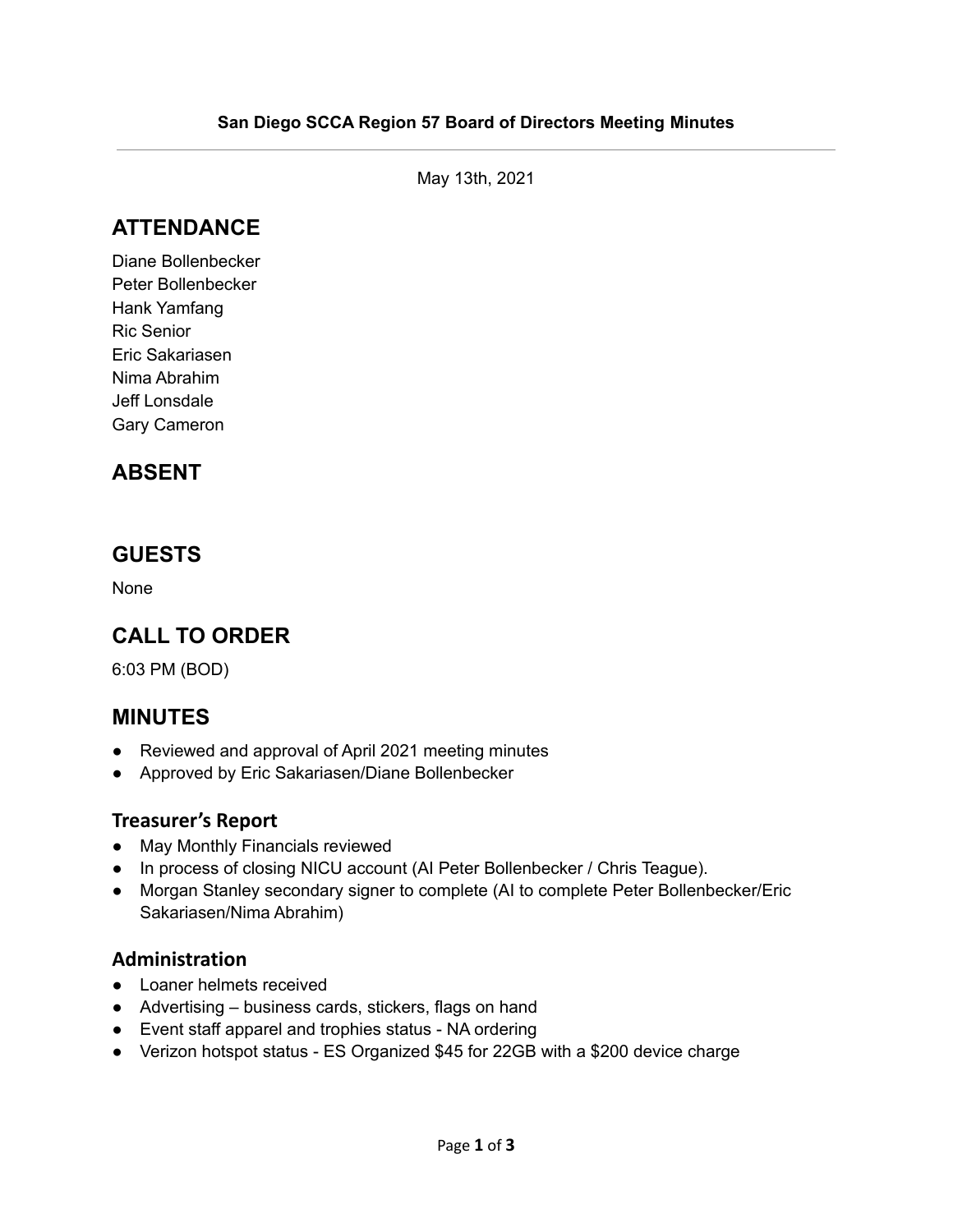**San Diego SCCA Region 57 Board of Directors Meeting Minutes**

---

May 13th, 2021

## ATTENDANCE

Diane Bollenbecker
Peter Bollenbecker
Hank Yamfang
Ric Senior
Eric Sakariasen
Nima Abrahim
Jeff Lonsdale
Gary Cameron

## ABSENT

## GUESTS

None

## CALL TO ORDER

6:03 PM (BOD)

## MINUTES

- Reviewed and approval of April 2021 meeting minutes
- Approved by Eric Sakariasen/Diane Bollenbecker

### Treasurer's Report

- May Monthly Financials reviewed
- In process of closing NICU account (AI Peter Bollenbecker / Chris Teague).
- Morgan Stanley secondary signer to complete (AI to complete Peter Bollenbecker/Eric Sakariasen/Nima Abrahim)

### Administration

- Loaner helmets received
- Advertising – business cards, stickers, flags on hand
- Event staff apparel and trophies status - NA ordering
- Verizon hotspot status - ES Organized $45 for 22GB with a $200 device charge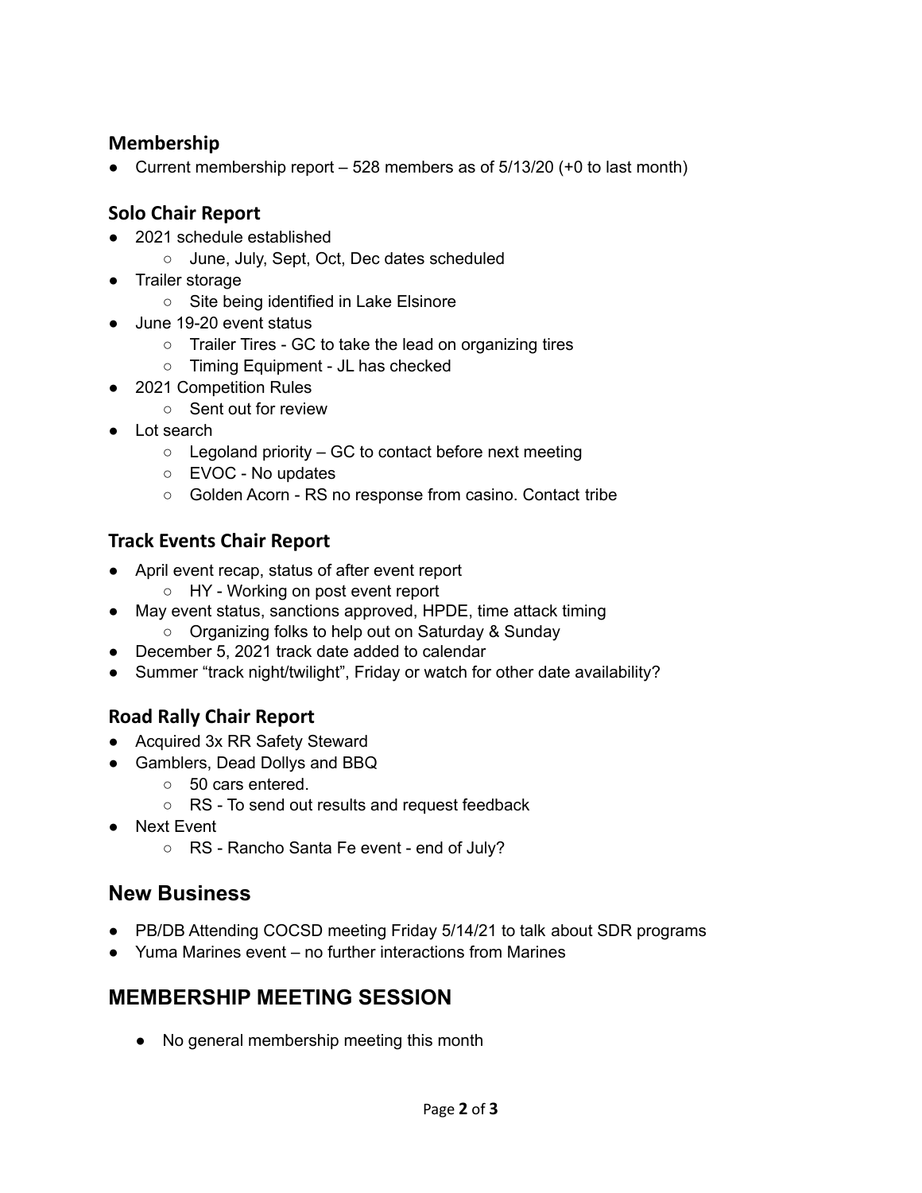### Membership

- Current membership report – 528 members as of 5/13/20 (+0 to last month)

### Solo Chair Report

- 2021 schedule established
  - June, July, Sept, Oct, Dec dates scheduled
- Trailer storage
  - Site being identified in Lake Elsinore
- June 19-20 event status
  - Trailer Tires - GC to take the lead on organizing tires
  - Timing Equipment - JL has checked
- 2021 Competition Rules
  - Sent out for review
- Lot search
  - Legoland priority – GC to contact before next meeting
  - EVOC - No updates
  - Golden Acorn - RS no response from casino. Contact tribe

### Track Events Chair Report

- April event recap, status of after event report
  - HY - Working on post event report
- May event status, sanctions approved, HPDE, time attack timing
  - Organizing folks to help out on Saturday & Sunday
- December 5, 2021 track date added to calendar
- Summer "track night/twilight", Friday or watch for other date availability?

### Road Rally Chair Report

- Acquired 3x RR Safety Steward
- Gamblers, Dead Dollys and BBQ
  - 50 cars entered.
  - RS - To send out results and request feedback
- Next Event
  - RS - Rancho Santa Fe event - end of July?

## New Business

- PB/DB Attending COCSD meeting Friday 5/14/21 to talk about SDR programs
- Yuma Marines event – no further interactions from Marines

## MEMBERSHIP MEETING SESSION

- No general membership meeting this month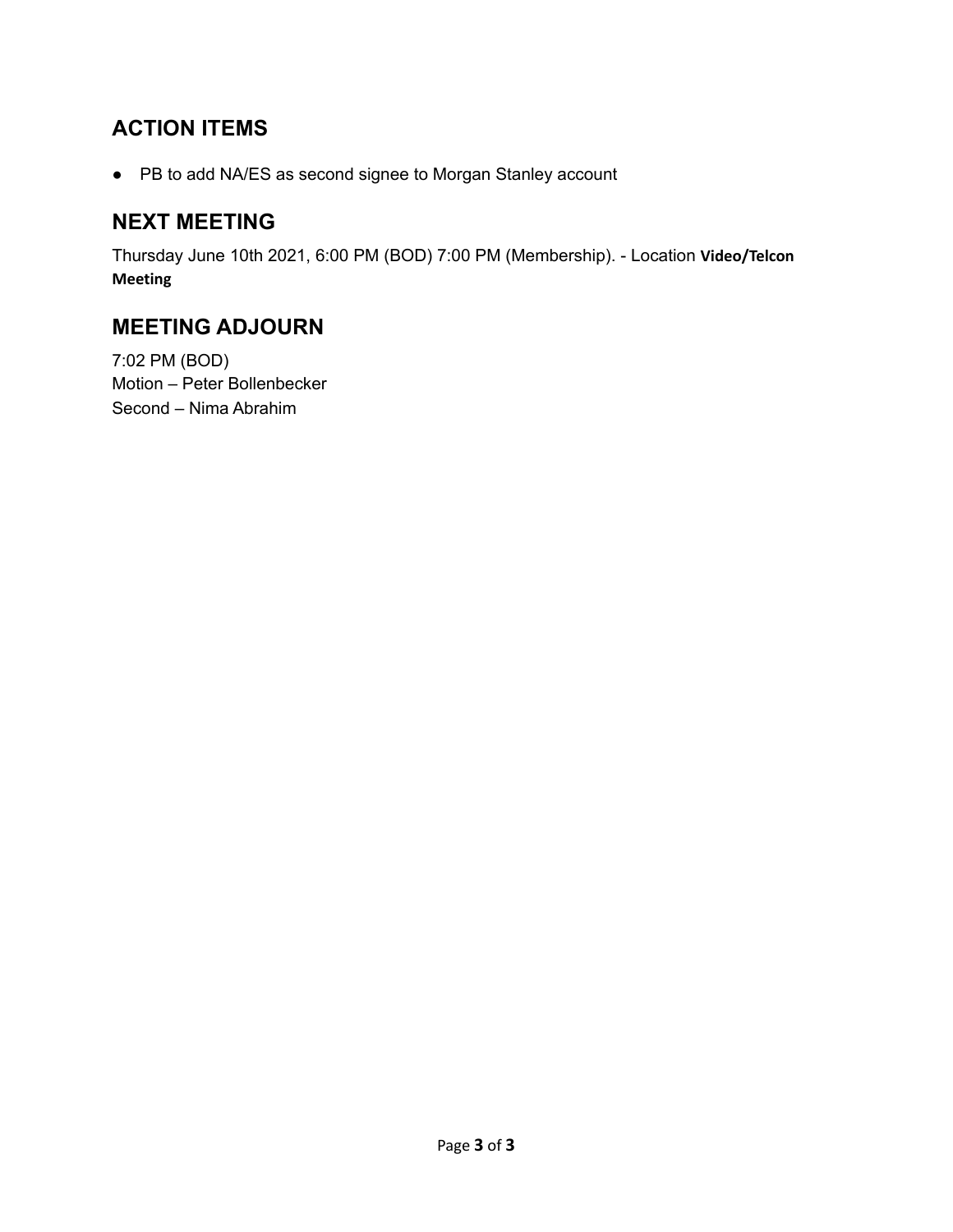## ACTION ITEMS

- PB to add NA/ES as second signee to Morgan Stanley account

## NEXT MEETING

Thursday June 10th 2021, 6:00 PM (BOD) 7:00 PM (Membership). - Location **Video/Telcon Meeting**

## MEETING ADJOURN

7:02 PM (BOD)
Motion – Peter Bollenbecker
Second – Nima Abrahim